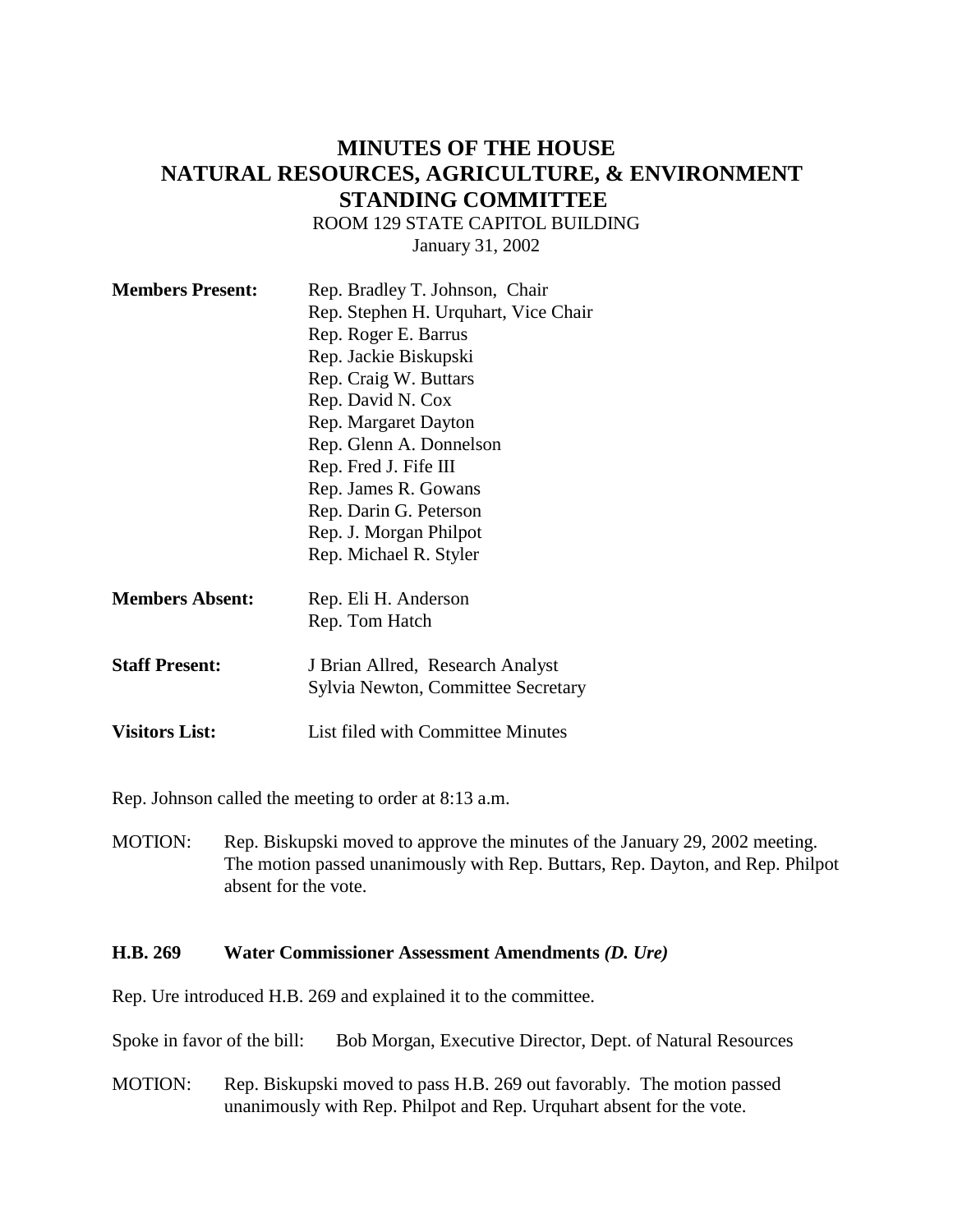# MINUTES OF THE HOUSE NATURAL RESOURCES, AGRICULTURE, & ENVIRONMENT STANDING COMMITTEE

ROOM 129 STATE CAPITOL BUILDING
January 31, 2002

**Members Present:** Rep. Bradley T. Johnson, Chair
Rep. Stephen H. Urquhart, Vice Chair
Rep. Roger E. Barrus
Rep. Jackie Biskupski
Rep. Craig W. Buttars
Rep. David N. Cox
Rep. Margaret Dayton
Rep. Glenn A. Donnelson
Rep. Fred J. Fife III
Rep. James R. Gowans
Rep. Darin G. Peterson
Rep. J. Morgan Philpot
Rep. Michael R. Styler

**Members Absent:** Rep. Eli H. Anderson
Rep. Tom Hatch

**Staff Present:** J Brian Allred, Research Analyst
Sylvia Newton, Committee Secretary

**Visitors List:** List filed with Committee Minutes

Rep. Johnson called the meeting to order at 8:13 a.m.

MOTION: Rep. Biskupski moved to approve the minutes of the January 29, 2002 meeting. The motion passed unanimously with Rep. Buttars, Rep. Dayton, and Rep. Philpot absent for the vote.

**H.B. 269 Water Commissioner Assessment Amendments *(D. Ure)***

Rep. Ure introduced H.B. 269 and explained it to the committee.

Spoke in favor of the bill: Bob Morgan, Executive Director, Dept. of Natural Resources

MOTION: Rep. Biskupski moved to pass H.B. 269 out favorably. The motion passed unanimously with Rep. Philpot and Rep. Urquhart absent for the vote.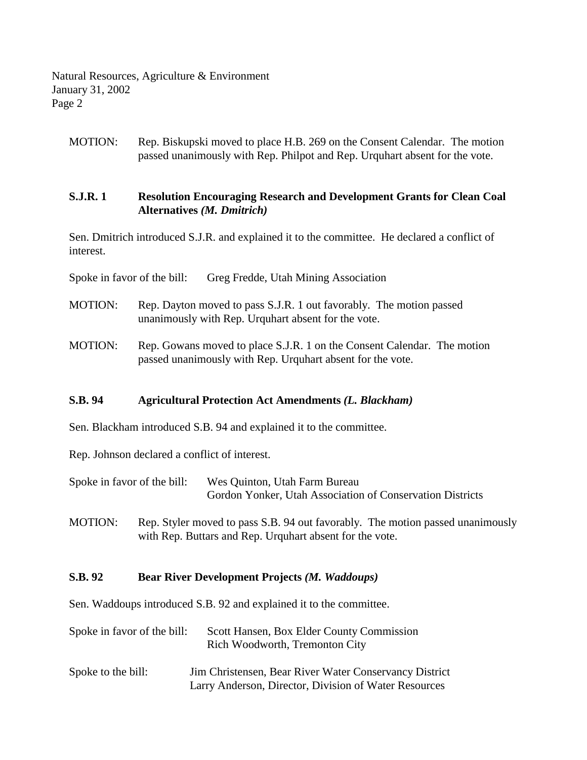MOTION: Rep. Biskupski moved to place H.B. 269 on the Consent Calendar. The motion passed unanimously with Rep. Philpot and Rep. Urquhart absent for the vote.

**S.J.R. 1 Resolution Encouraging Research and Development Grants for Clean Coal Alternatives *(M. Dmitrich)***

Sen. Dmitrich introduced S.J.R. and explained it to the committee. He declared a conflict of interest.

Spoke in favor of the bill: Greg Fredde, Utah Mining Association

MOTION: Rep. Dayton moved to pass S.J.R. 1 out favorably. The motion passed unanimously with Rep. Urquhart absent for the vote.

MOTION: Rep. Gowans moved to place S.J.R. 1 on the Consent Calendar. The motion passed unanimously with Rep. Urquhart absent for the vote.

**S.B. 94 Agricultural Protection Act Amendments *(L. Blackham)***

Sen. Blackham introduced S.B. 94 and explained it to the committee.

Rep. Johnson declared a conflict of interest.

Spoke in favor of the bill: Wes Quinton, Utah Farm Bureau
Gordon Yonker, Utah Association of Conservation Districts

MOTION: Rep. Styler moved to pass S.B. 94 out favorably. The motion passed unanimously with Rep. Buttars and Rep. Urquhart absent for the vote.

**S.B. 92 Bear River Development Projects *(M. Waddoups)***

Sen. Waddoups introduced S.B. 92 and explained it to the committee.

Spoke in favor of the bill: Scott Hansen, Box Elder County Commission
Rich Woodworth, Tremonton City

Spoke to the bill: Jim Christensen, Bear River Water Conservancy District
Larry Anderson, Director, Division of Water Resources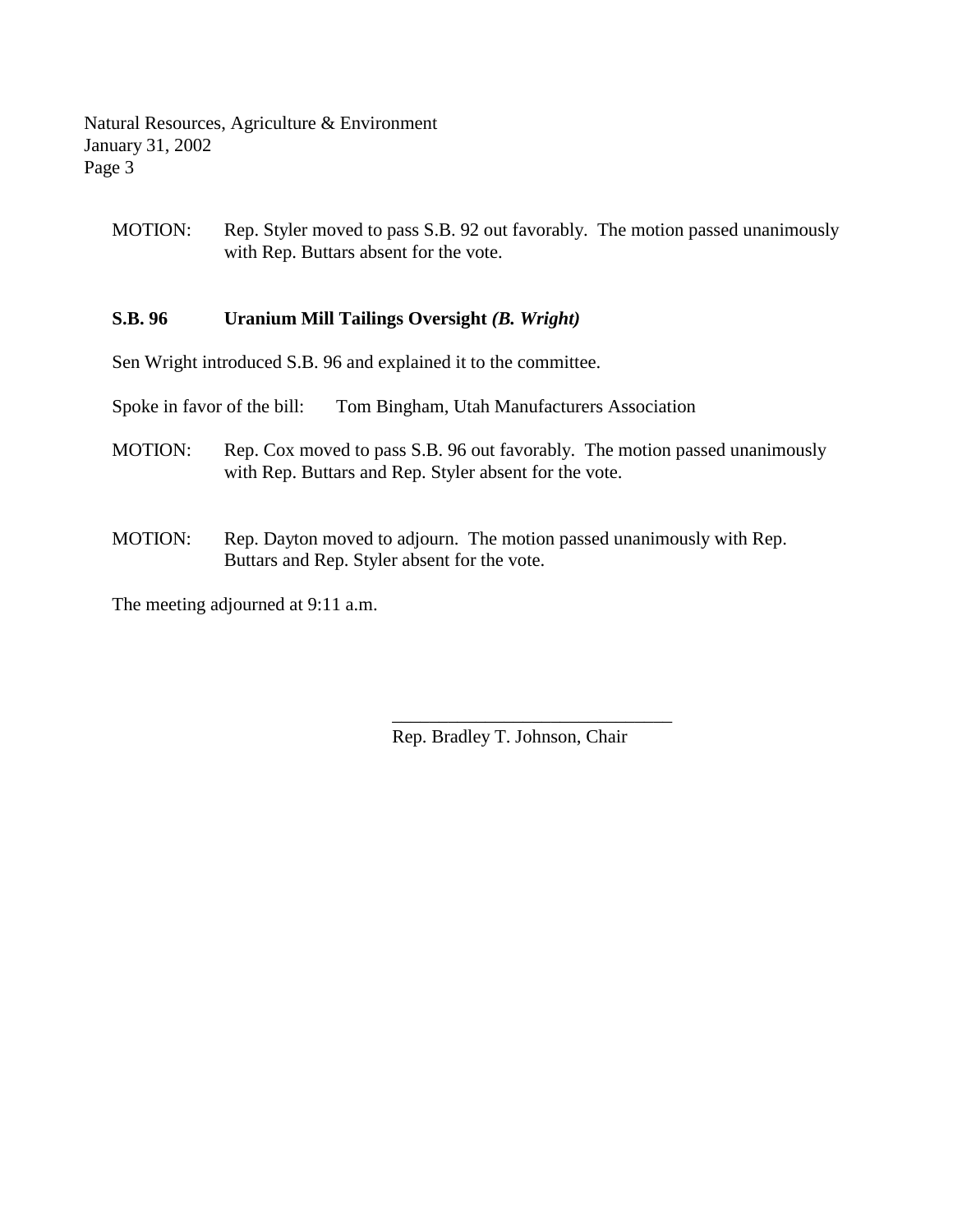MOTION: Rep. Styler moved to pass S.B. 92 out favorably. The motion passed unanimously with Rep. Buttars absent for the vote.

**S.B. 96 Uranium Mill Tailings Oversight *(B. Wright)***

Sen Wright introduced S.B. 96 and explained it to the committee.

Spoke in favor of the bill: Tom Bingham, Utah Manufacturers Association

MOTION: Rep. Cox moved to pass S.B. 96 out favorably. The motion passed unanimously with Rep. Buttars and Rep. Styler absent for the vote.

MOTION: Rep. Dayton moved to adjourn. The motion passed unanimously with Rep. Buttars and Rep. Styler absent for the vote.

The meeting adjourned at 9:11 a.m.

______________________________

Rep. Bradley T. Johnson, Chair